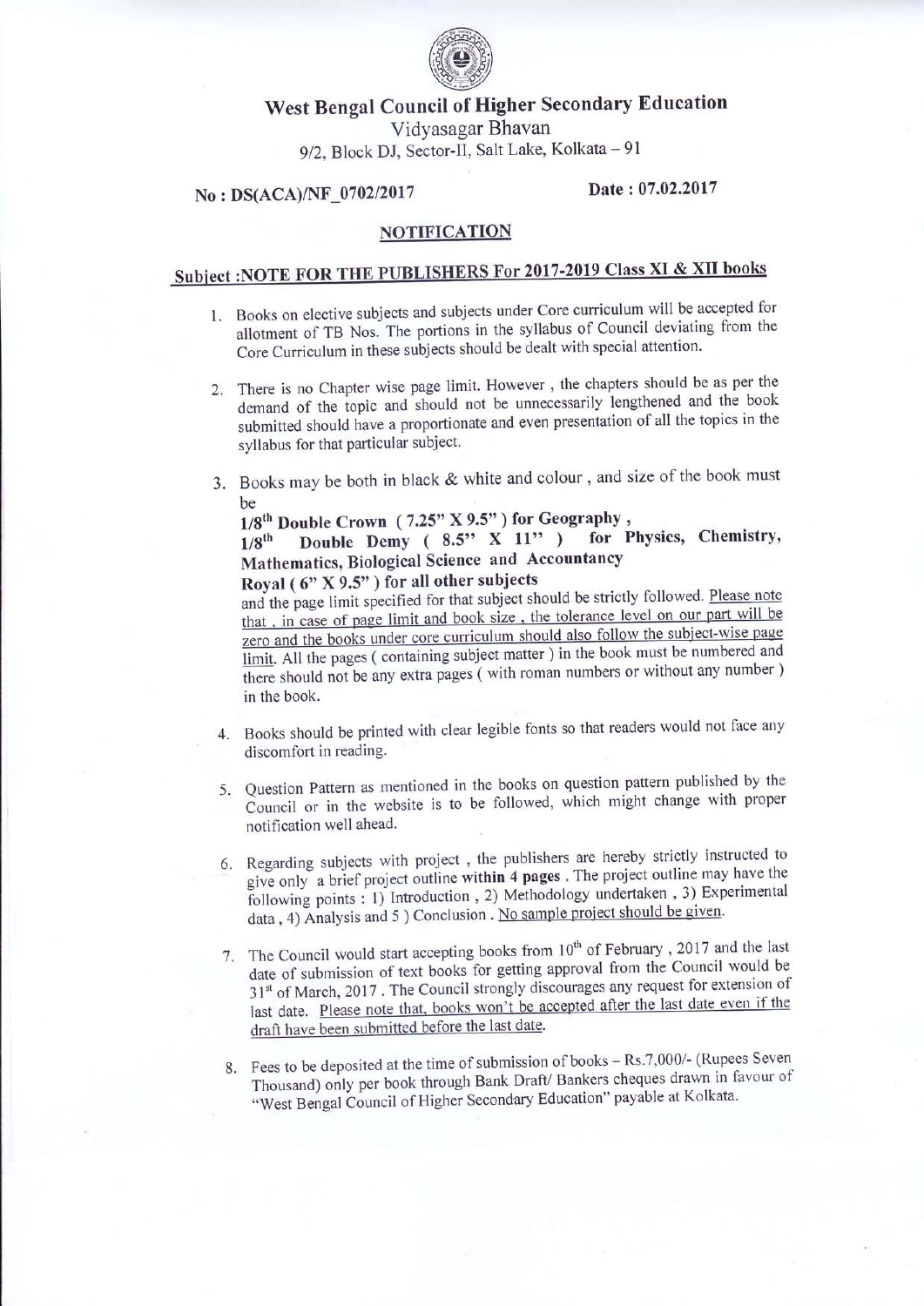# West Bengal Council of Higher Secondary Education

Vidyasagar Bhavan
9/2, Block DJ, Sector-II, Salt Lake, Kolkata – 91

**No : DS(ACA)/NF_0702/2017** **Date : 07.02.2017**

## NOTIFICATION

### Subject :NOTE FOR THE PUBLISHERS For 2017-2019 Class XI & XII books

1. Books on elective subjects and subjects under Core curriculum will be accepted for allotment of TB Nos. The portions in the syllabus of Council deviating from the Core Curriculum in these subjects should be dealt with special attention.

2. There is no Chapter wise page limit. However , the chapters should be as per the demand of the topic and should not be unnecessarily lengthened and the book submitted should have a proportionate and even presentation of all the topics in the syllabus for that particular subject.

3. Books may be both in black & white and colour , and size of the book must be
   **1/8th Double Crown ( 7.25" X 9.5" ) for Geography ,**
   **1/8th Double Demy ( 8.5" X 11" ) for Physics, Chemistry, Mathematics, Biological Science and Accountancy**
   **Royal ( 6" X 9.5" ) for all other subjects**
   and the page limit specified for that subject should be strictly followed. Please note that , in case of page limit and book size , the tolerance level on our part will be zero and the books under core curriculum should also follow the subject-wise page limit. All the pages ( containing subject matter ) in the book must be numbered and there should not be any extra pages ( with roman numbers or without any number ) in the book.

4. Books should be printed with clear legible fonts so that readers would not face any discomfort in reading.

5. Question Pattern as mentioned in the books on question pattern published by the Council or in the website is to be followed, which might change with proper notification well ahead.

6. Regarding subjects with project , the publishers are hereby strictly instructed to give only a brief project outline **within 4 pages** . The project outline may have the following points : 1) Introduction , 2) Methodology undertaken , 3) Experimental data , 4) Analysis and 5 ) Conclusion . No sample project should be given.

7. The Council would start accepting books from 10th of February , 2017 and the last date of submission of text books for getting approval from the Council would be 31st of March, 2017 . The Council strongly discourages any request for extension of last date. Please note that, books won't be accepted after the last date even if the draft have been submitted before the last date.

8. Fees to be deposited at the time of submission of books – Rs.7,000/- (Rupees Seven Thousand) only per book through Bank Draft/ Bankers cheques drawn in favour of "West Bengal Council of Higher Secondary Education" payable at Kolkata.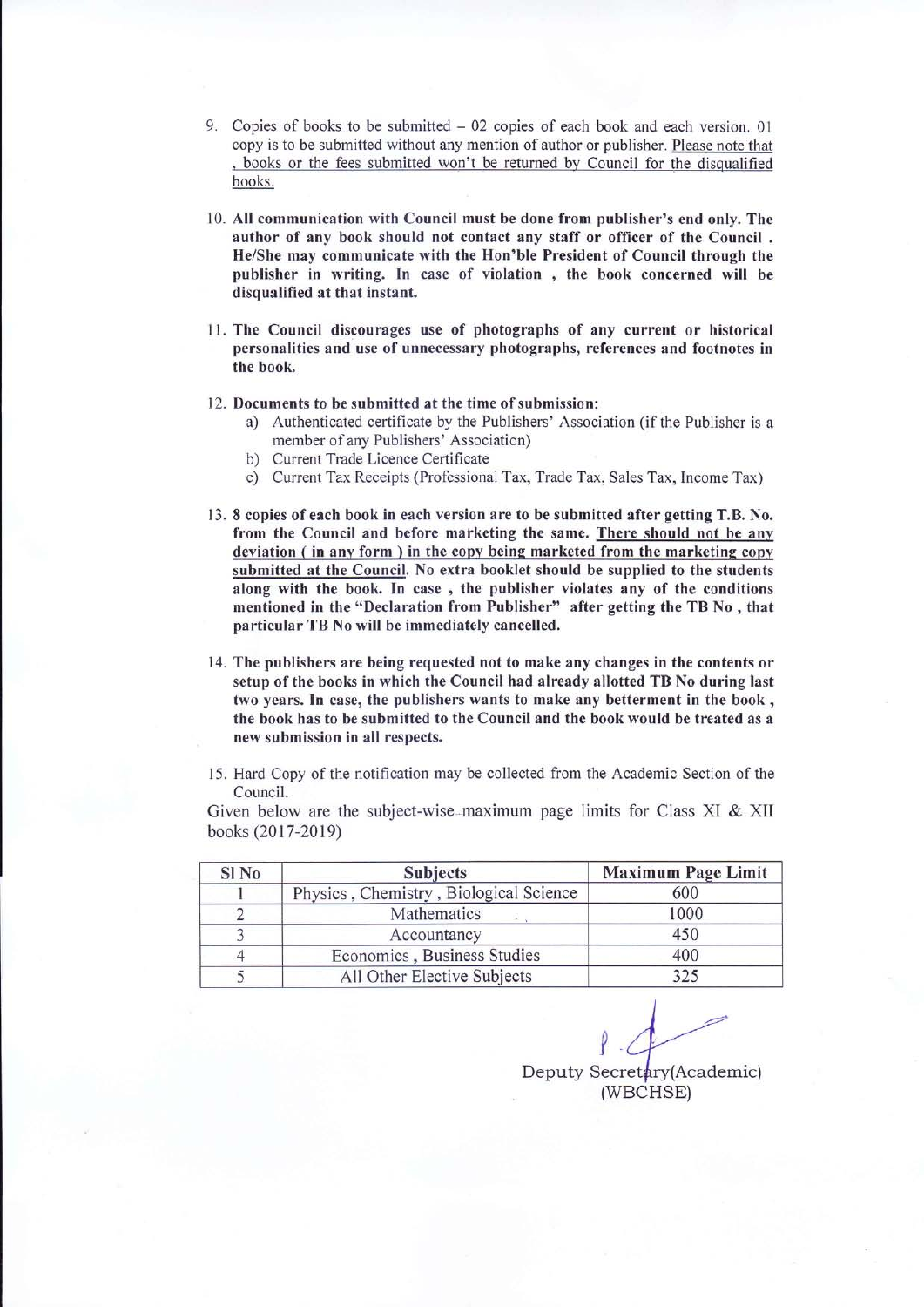9. Copies of books to be submitted – 02 copies of each book and each version. 01 copy is to be submitted without any mention of author or publisher. Please note that , books or the fees submitted won't be returned by Council for the disqualified books.

10. **All communication with Council must be done from publisher's end only. The author of any book should not contact any staff or officer of the Council . He/She may communicate with the Hon'ble President of Council through the publisher in writing. In case of violation , the book concerned will be disqualified at that instant.**

11. **The Council discourages use of photographs of any current or historical personalities and use of unnecessary photographs, references and footnotes in the book.**

12. **Documents to be submitted at the time of submission:**
    a) Authenticated certificate by the Publishers' Association (if the Publisher is a member of any Publishers' Association)
    b) Current Trade Licence Certificate
    c) Current Tax Receipts (Professional Tax, Trade Tax, Sales Tax, Income Tax)

13. **8 copies of each book in each version are to be submitted after getting T.B. No. from the Council and before marketing the same. There should not be any deviation ( in any form ) in the copy being marketed from the marketing copy submitted at the Council. No extra booklet should be supplied to the students along with the book. In case , the publisher violates any of the conditions mentioned in the "Declaration from Publisher" after getting the TB No , that particular TB No will be immediately cancelled.**

14. **The publishers are being requested not to make any changes in the contents or setup of the books in which the Council had already allotted TB No during last two years. In case, the publishers wants to make any betterment in the book , the book has to be submitted to the Council and the book would be treated as a new submission in all respects.**

15. Hard Copy of the notification may be collected from the Academic Section of the Council.

Given below are the subject-wise maximum page limits for Class XI & XII books (2017-2019)

| Sl No | Subjects | Maximum Page Limit |
|---|---|---|
| 1 | Physics , Chemistry , Biological Science | 600 |
| 2 | Mathematics | 1000 |
| 3 | Accountancy | 450 |
| 4 | Economics , Business Studies | 400 |
| 5 | All Other Elective Subjects | 325 |

Deputy Secretary(Academic)
(WBCHSE)